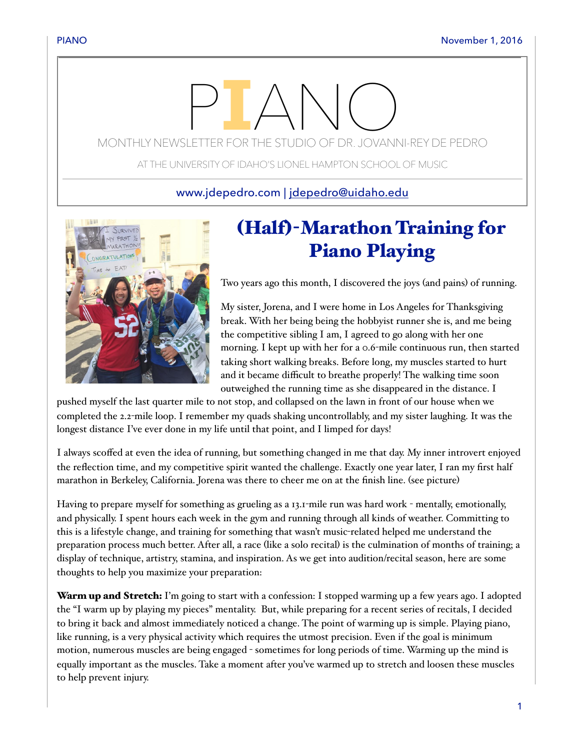# PIANO

MONTHLY NEWSLETTER FOR THE STUDIO OF DR. JOVANNI-REY DE PEDRO

AT THE UNIVERSITY OF IDAHO'S LIONEL HAMPTON SCHOOL OF MUSIC

www.jdepedro.com | jdepedro@uidaho.edu

## (Half)-Marathon Training for Piano Playing

Two years ago this month, I discovered the joys (and pains) of running.

My sister, Jorena, and I were home in Los Angeles for Thanksgiving break. With her being being the hobbyist runner she is, and me being the competitive sibling I am, I agreed to go along with her one morning. I kept up with her for a 0.6-mile continuous run, then started taking short walking breaks. Before long, my muscles started to hurt and it became difficult to breathe properly! The walking time soon outweighed the running time as she disappeared in the distance. I pushed myself the last quarter mile to not stop, and collapsed on the lawn in front of our house when we completed the 2.2-mile loop. I remember my quads shaking uncontrollably, and my sister laughing. It was the longest distance I've ever done in my life until that point, and I limped for days!

I always scoffed at even the idea of running, but something changed in me that day. My inner introvert enjoyed the reflection time, and my competitive spirit wanted the challenge. Exactly one year later, I ran my first half marathon in Berkeley, California. Jorena was there to cheer me on at the finish line. (see picture)

Having to prepare myself for something as grueling as a 13.1-mile run was hard work - mentally, emotionally, and physically. I spent hours each week in the gym and running through all kinds of weather. Committing to this is a lifestyle change, and training for something that wasn't music-related helped me understand the preparation process much better. After all, a race (like a solo recital) is the culmination of months of training; a display of technique, artistry, stamina, and inspiration. As we get into audition/recital season, here are some thoughts to help you maximize your preparation:

**Warm up and Stretch:** I'm going to start with a confession: I stopped warming up a few years ago. I adopted the "I warm up by playing my pieces" mentality. But, while preparing for a recent series of recitals, I decided to bring it back and almost immediately noticed a change. The point of warming up is simple. Playing piano, like running, is a very physical activity which requires the utmost precision. Even if the goal is minimum motion, numerous muscles are being engaged - sometimes for long periods of time. Warming up the mind is equally important as the muscles. Take a moment after you've warmed up to stretch and loosen these muscles to help prevent injury.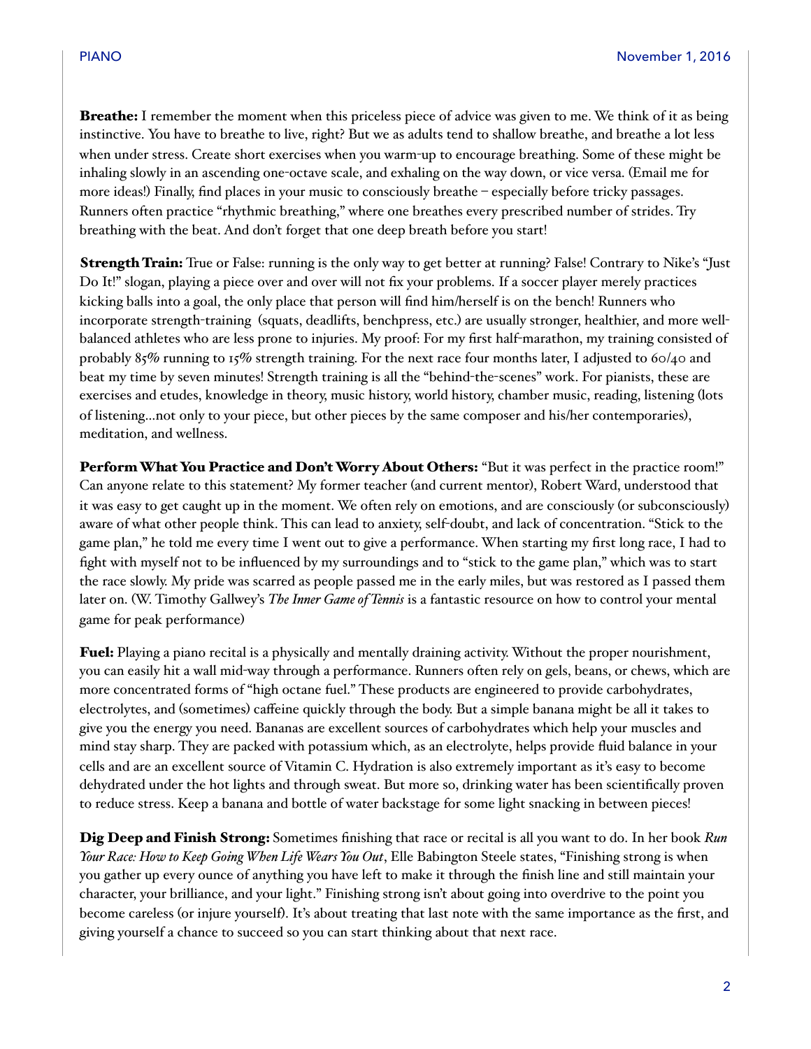**Breathe:** I remember the moment when this priceless piece of advice was given to me. We think of it as being instinctive. You have to breathe to live, right? But we as adults tend to shallow breathe, and breathe a lot less when under stress. Create short exercises when you warm-up to encourage breathing. Some of these might be inhaling slowly in an ascending one-octave scale, and exhaling on the way down, or vice versa. (Email me for more ideas!) Finally, find places in your music to consciously breathe – especially before tricky passages. Runners often practice "rhythmic breathing," where one breathes every prescribed number of strides. Try breathing with the beat. And don't forget that one deep breath before you start!

**Strength Train:** True or False: running is the only way to get better at running? False! Contrary to Nike's "Just Do It!" slogan, playing a piece over and over will not fix your problems. If a soccer player merely practices kicking balls into a goal, the only place that person will find him/herself is on the bench! Runners who incorporate strength-training (squats, deadlifts, benchpress, etc.) are usually stronger, healthier, and more well-balanced athletes who are less prone to injuries. My proof: For my first half-marathon, my training consisted of probably 85% running to 15% strength training. For the next race four months later, I adjusted to 60/40 and beat my time by seven minutes! Strength training is all the "behind-the-scenes" work. For pianists, these are exercises and etudes, knowledge in theory, music history, world history, chamber music, reading, listening (lots of listening…not only to your piece, but other pieces by the same composer and his/her contemporaries), meditation, and wellness.

**Perform What You Practice and Don't Worry About Others:** "But it was perfect in the practice room!" Can anyone relate to this statement? My former teacher (and current mentor), Robert Ward, understood that it was easy to get caught up in the moment. We often rely on emotions, and are consciously (or subconsciously) aware of what other people think. This can lead to anxiety, self-doubt, and lack of concentration. "Stick to the game plan," he told me every time I went out to give a performance. When starting my first long race, I had to fight with myself not to be influenced by my surroundings and to "stick to the game plan," which was to start the race slowly. My pride was scarred as people passed me in the early miles, but was restored as I passed them later on. (W. Timothy Gallwey's *The Inner Game of Tennis* is a fantastic resource on how to control your mental game for peak performance)

**Fuel:** Playing a piano recital is a physically and mentally draining activity. Without the proper nourishment, you can easily hit a wall mid-way through a performance. Runners often rely on gels, beans, or chews, which are more concentrated forms of "high octane fuel." These products are engineered to provide carbohydrates, electrolytes, and (sometimes) caffeine quickly through the body. But a simple banana might be all it takes to give you the energy you need. Bananas are excellent sources of carbohydrates which help your muscles and mind stay sharp. They are packed with potassium which, as an electrolyte, helps provide fluid balance in your cells and are an excellent source of Vitamin C. Hydration is also extremely important as it's easy to become dehydrated under the hot lights and through sweat. But more so, drinking water has been scientifically proven to reduce stress. Keep a banana and bottle of water backstage for some light snacking in between pieces!

**Dig Deep and Finish Strong:** Sometimes finishing that race or recital is all you want to do. In her book *Run Your Race: How to Keep Going When Life Wears You Out*, Elle Babington Steele states, "Finishing strong is when you gather up every ounce of anything you have left to make it through the finish line and still maintain your character, your brilliance, and your light." Finishing strong isn't about going into overdrive to the point you become careless (or injure yourself). It's about treating that last note with the same importance as the first, and giving yourself a chance to succeed so you can start thinking about that next race.